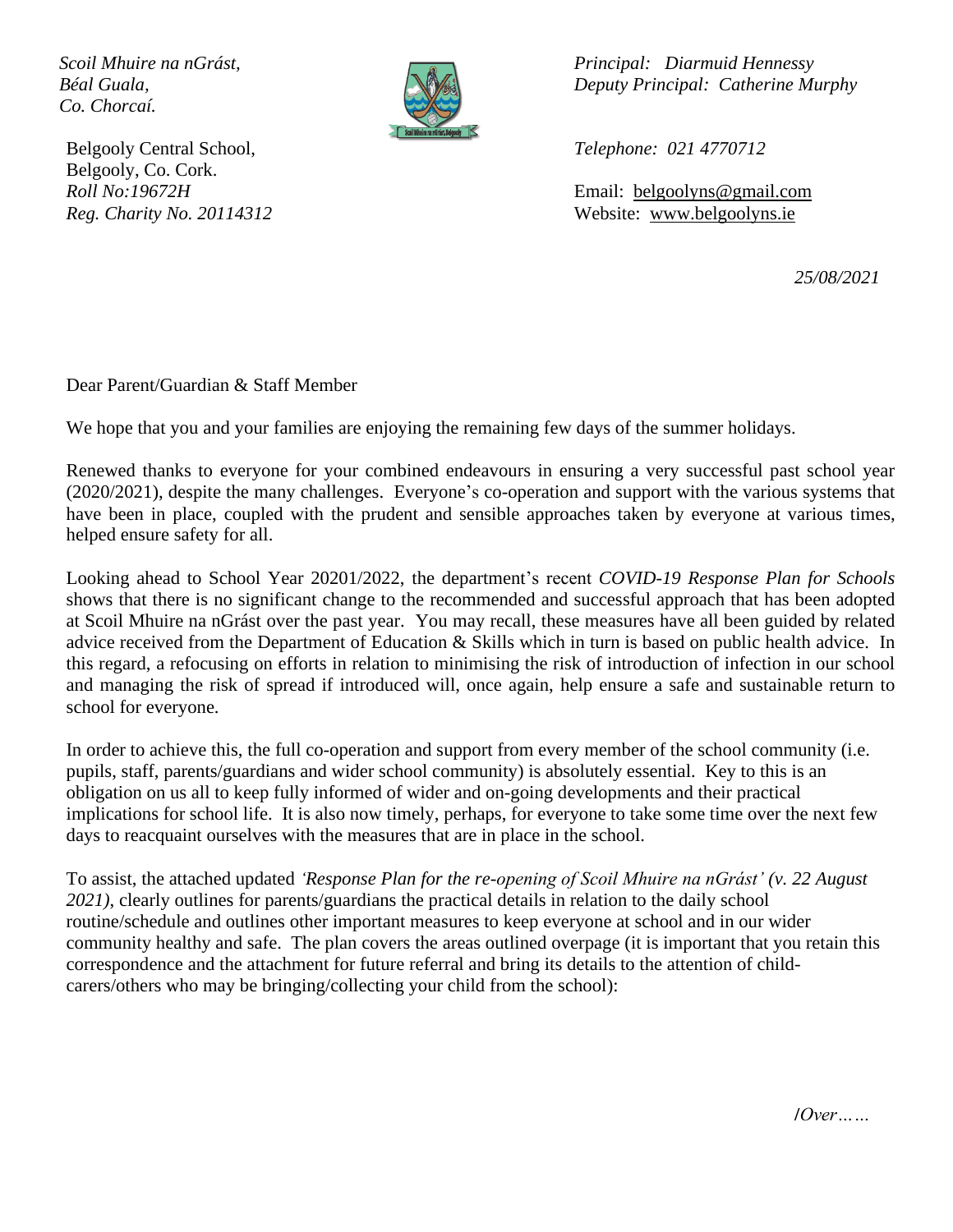*Scoil Mhuire na nGrást,*
*Béal Guala,*
*Co. Chorcaí.*

Belgooly Central School,
Belgooly, Co. Cork.
*Roll No:19672H*
*Reg. Charity No. 20114312*

*Principal: Diarmuid Hennessy*
*Deputy Principal: Catherine Murphy*

*Telephone: 021 4770712*

Email: belgoolyns@gmail.com
Website: www.belgoolyns.ie

*25/08/2021*

Dear Parent/Guardian & Staff Member

We hope that you and your families are enjoying the remaining few days of the summer holidays.

Renewed thanks to everyone for your combined endeavours in ensuring a very successful past school year (2020/2021), despite the many challenges. Everyone's co-operation and support with the various systems that have been in place, coupled with the prudent and sensible approaches taken by everyone at various times, helped ensure safety for all.

Looking ahead to School Year 20201/2022, the department's recent *COVID-19 Response Plan for Schools* shows that there is no significant change to the recommended and successful approach that has been adopted at Scoil Mhuire na nGrást over the past year. You may recall, these measures have all been guided by related advice received from the Department of Education & Skills which in turn is based on public health advice. In this regard, a refocusing on efforts in relation to minimising the risk of introduction of infection in our school and managing the risk of spread if introduced will, once again, help ensure a safe and sustainable return to school for everyone.

In order to achieve this, the full co-operation and support from every member of the school community (i.e. pupils, staff, parents/guardians and wider school community) is absolutely essential. Key to this is an obligation on us all to keep fully informed of wider and on-going developments and their practical implications for school life. It is also now timely, perhaps, for everyone to take some time over the next few days to reacquaint ourselves with the measures that are in place in the school.

To assist, the attached updated *'Response Plan for the re-opening of Scoil Mhuire na nGrást' (v. 22 August 2021)*, clearly outlines for parents/guardians the practical details in relation to the daily school routine/schedule and outlines other important measures to keep everyone at school and in our wider community healthy and safe. The plan covers the areas outlined overpage (it is important that you retain this correspondence and the attachment for future referral and bring its details to the attention of child-carers/others who may be bringing/collecting your child from the school):

*/Over……*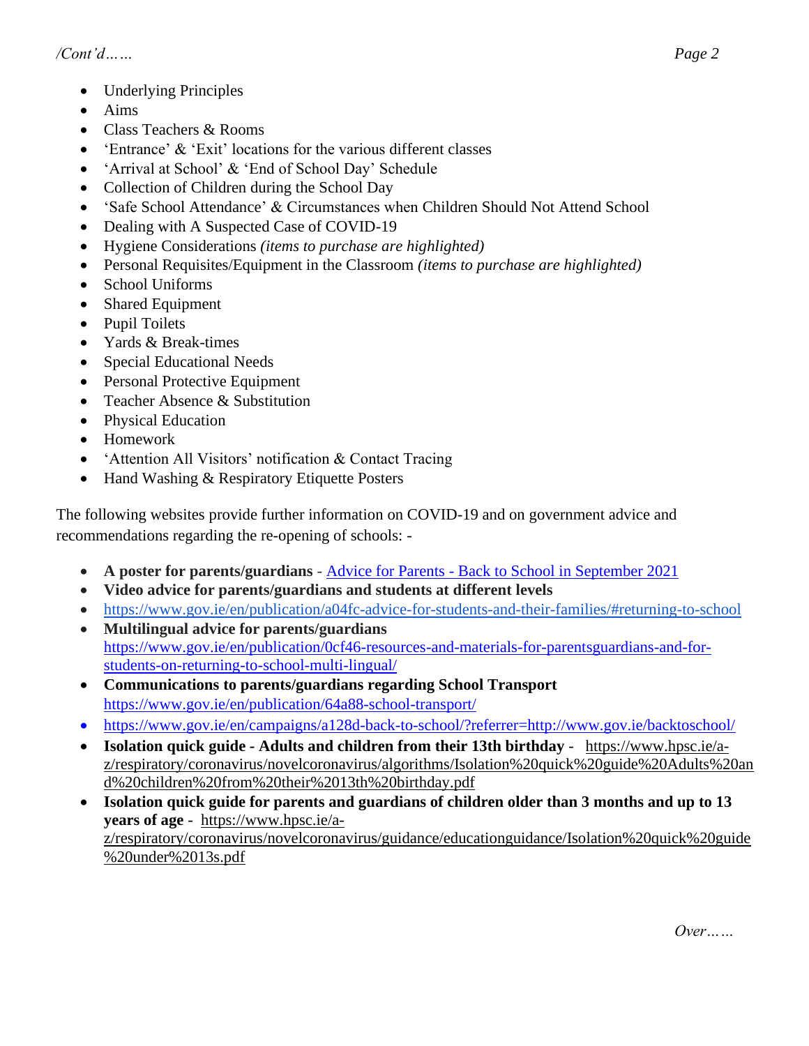/Cont'd……

- Underlying Principles
- Aims
- Class Teachers & Rooms
- 'Entrance' & 'Exit' locations for the various different classes
- 'Arrival at School' & 'End of School Day' Schedule
- Collection of Children during the School Day
- 'Safe School Attendance' & Circumstances when Children Should Not Attend School
- Dealing with A Suspected Case of COVID-19
- Hygiene Considerations *(items to purchase are highlighted)*
- Personal Requisites/Equipment in the Classroom *(items to purchase are highlighted)*
- School Uniforms
- Shared Equipment
- Pupil Toilets
- Yards & Break-times
- Special Educational Needs
- Personal Protective Equipment
- Teacher Absence & Substitution
- Physical Education
- Homework
- 'Attention All Visitors' notification & Contact Tracing
- Hand Washing & Respiratory Etiquette Posters

The following websites provide further information on COVID-19 and on government advice and recommendations regarding the re-opening of schools: -

- **A poster for parents/guardians** - Advice for Parents - Back to School in September 2021
- **Video advice for parents/guardians and students at different levels**
- https://www.gov.ie/en/publication/a04fc-advice-for-students-and-their-families/#returning-to-school
- **Multilingual advice for parents/guardians** https://www.gov.ie/en/publication/0cf46-resources-and-materials-for-parentsguardians-and-for-students-on-returning-to-school-multi-lingual/
- **Communications to parents/guardians regarding School Transport** https://www.gov.ie/en/publication/64a88-school-transport/
- https://www.gov.ie/en/campaigns/a128d-back-to-school/?referrer=http://www.gov.ie/backtoschool/
- **Isolation quick guide - Adults and children from their 13th birthday** - https://www.hpsc.ie/a-z/respiratory/coronavirus/novelcoronavirus/algorithms/Isolation%20quick%20guide%20Adults%20and%20children%20from%20their%2013th%20birthday.pdf
- **Isolation quick guide for parents and guardians of children older than 3 months and up to 13 years of age** - https://www.hpsc.ie/a-z/respiratory/coronavirus/novelcoronavirus/guidance/educationguidance/Isolation%20quick%20guide%20under%2013s.pdf

*Over……*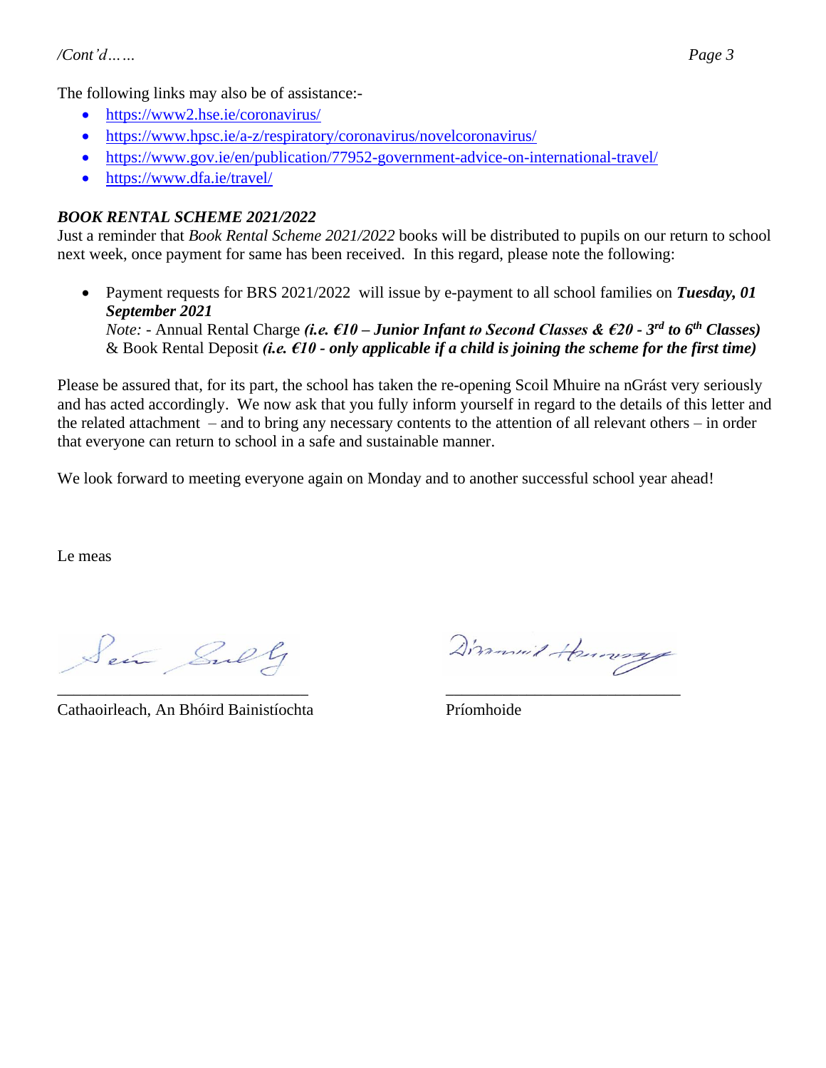The following links may also be of assistance:-

- https://www2.hse.ie/coronavirus/
- https://www.hpsc.ie/a-z/respiratory/coronavirus/novelcoronavirus/
- https://www.gov.ie/en/publication/77952-government-advice-on-international-travel/
- https://www.dfa.ie/travel/

***BOOK RENTAL SCHEME 2021/2022***

Just a reminder that *Book Rental Scheme 2021/2022* books will be distributed to pupils on our return to school next week, once payment for same has been received. In this regard, please note the following:

- Payment requests for BRS 2021/2022 will issue by e-payment to all school families on ***Tuesday, 01 September 2021***
  *Note:* - Annual Rental Charge ***(i.e. €10 – Junior Infant to Second Classes & €20 - 3rd to 6th Classes)*** & Book Rental Deposit ***(i.e. €10 - only applicable if a child is joining the scheme for the first time)***

Please be assured that, for its part, the school has taken the re-opening Scoil Mhuire na nGrást very seriously and has acted accordingly. We now ask that you fully inform yourself in regard to the details of this letter and the related attachment – and to bring any necessary contents to the attention of all relevant others – in order that everyone can return to school in a safe and sustainable manner.

We look forward to meeting everyone again on Monday and to another successful school year ahead!

Le meas

Cathaoirleach, An Bhóird Bainistíochta

Príomhoide